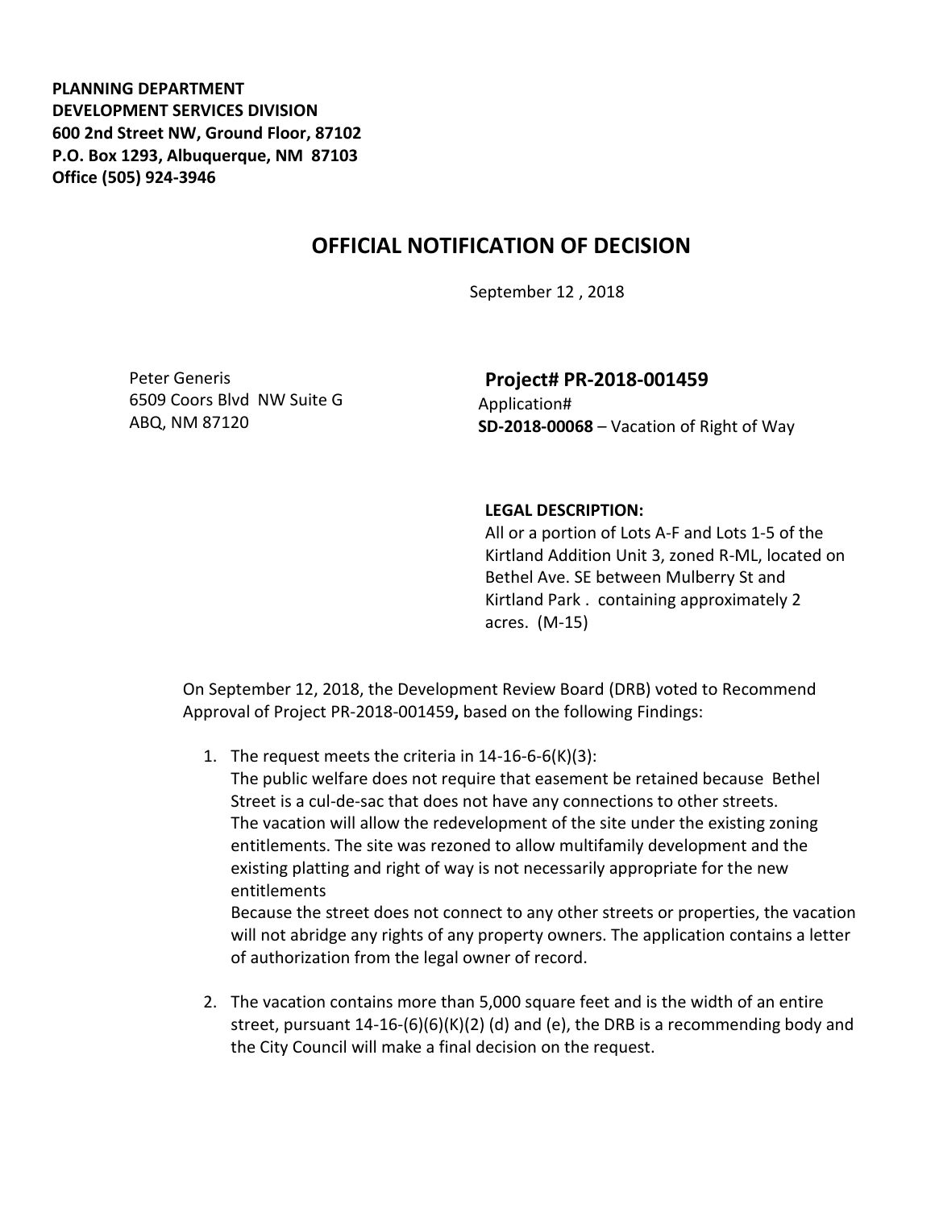**PLANNING DEPARTMENT**
**DEVELOPMENT SERVICES DIVISION**
**600 2nd Street NW, Ground Floor, 87102**
**P.O. Box 1293, Albuquerque, NM 87103**
**Office (505) 924-3946**

# OFFICIAL NOTIFICATION OF DECISION

September 12 , 2018

Peter Generis
6509 Coors Blvd NW Suite G
ABQ, NM 87120

**Project# PR-2018-001459**
Application#
**SD-2018-00068** – Vacation of Right of Way

**LEGAL DESCRIPTION:**
All or a portion of Lots A-F and Lots 1-5 of the Kirtland Addition Unit 3, zoned R-ML, located on Bethel Ave. SE between Mulberry St and Kirtland Park . containing approximately 2 acres. (M-15)

On September 12, 2018, the Development Review Board (DRB) voted to Recommend Approval of Project PR-2018-001459**,** based on the following Findings:

1. The request meets the criteria in 14-16-6-6(K)(3):
   The public welfare does not require that easement be retained because Bethel Street is a cul-de-sac that does not have any connections to other streets.
   The vacation will allow the redevelopment of the site under the existing zoning entitlements. The site was rezoned to allow multifamily development and the existing platting and right of way is not necessarily appropriate for the new entitlements
   Because the street does not connect to any other streets or properties, the vacation will not abridge any rights of any property owners. The application contains a letter of authorization from the legal owner of record.

2. The vacation contains more than 5,000 square feet and is the width of an entire street, pursuant 14-16-(6)(6)(K)(2) (d) and (e), the DRB is a recommending body and the City Council will make a final decision on the request.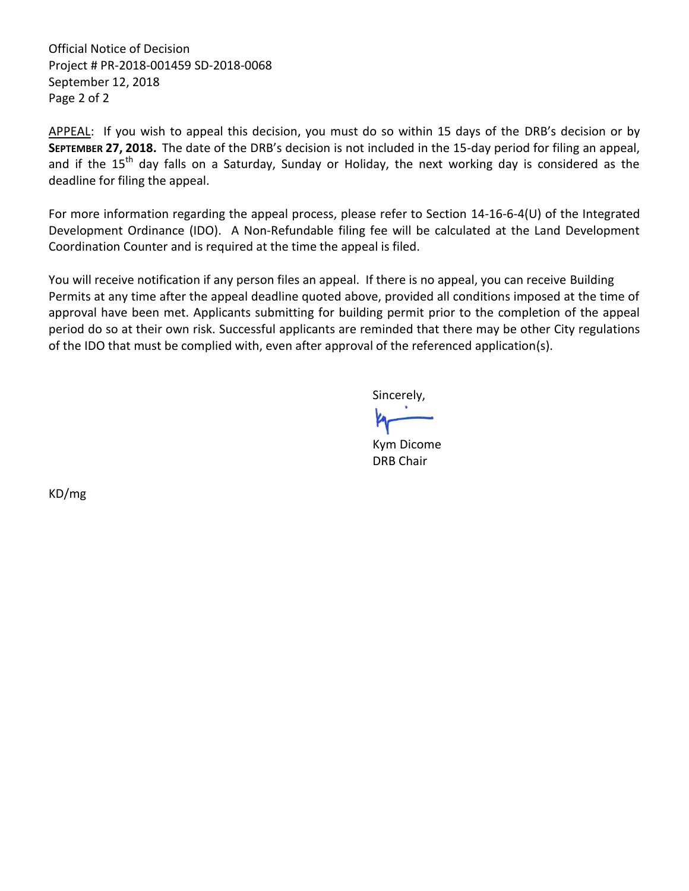Official Notice of Decision
Project # PR-2018-001459 SD-2018-0068
September 12, 2018

APPEAL: If you wish to appeal this decision, you must do so within 15 days of the DRB's decision or by **SEPTEMBER 27, 2018.** The date of the DRB's decision is not included in the 15-day period for filing an appeal, and if the 15th day falls on a Saturday, Sunday or Holiday, the next working day is considered as the deadline for filing the appeal.

For more information regarding the appeal process, please refer to Section 14-16-6-4(U) of the Integrated Development Ordinance (IDO). A Non-Refundable filing fee will be calculated at the Land Development Coordination Counter and is required at the time the appeal is filed.

You will receive notification if any person files an appeal. If there is no appeal, you can receive Building Permits at any time after the appeal deadline quoted above, provided all conditions imposed at the time of approval have been met. Applicants submitting for building permit prior to the completion of the appeal period do so at their own risk. Successful applicants are reminded that there may be other City regulations of the IDO that must be complied with, even after approval of the referenced application(s).

Sincerely,

Kym Dicome
DRB Chair

KD/mg